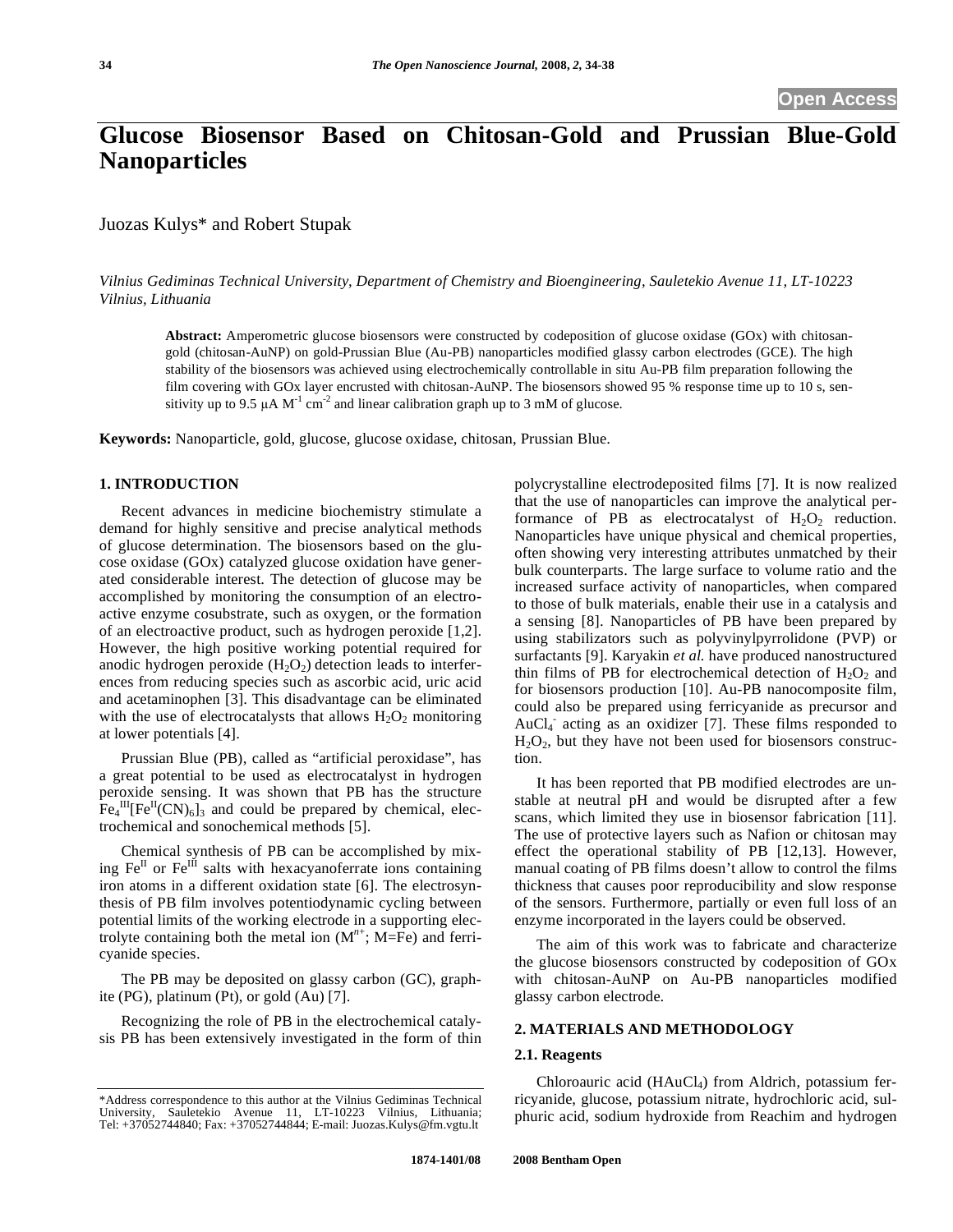Open Access

# Glucose Biosensor Based on Chitosan-Gold and Prussian Blue-Gold Nanoparticles

Juozas Kulys* and Robert Stupak

*Vilnius Gediminas Technical University, Department of Chemistry and Bioengineering, Sauletekio Avenue 11, LT-10223 Vilnius, Lithuania*

**Abstract:** Amperometric glucose biosensors were constructed by codeposition of glucose oxidase (GOx) with chitosan-gold (chitosan-AuNP) on gold-Prussian Blue (Au-PB) nanoparticles modified glassy carbon electrodes (GCE). The high stability of the biosensors was achieved using electrochemically controllable in situ Au-PB film preparation following the film covering with GOx layer encrusted with chitosan-AuNP. The biosensors showed 95 % response time up to 10 s, sensitivity up to 9.5 μA $M^{-1}$ $cm^{-2}$ and linear calibration graph up to 3 mM of glucose.

**Keywords:** Nanoparticle, gold, glucose, glucose oxidase, chitosan, Prussian Blue.

## 1. INTRODUCTION

Recent advances in medicine biochemistry stimulate a demand for highly sensitive and precise analytical methods of glucose determination. The biosensors based on the glucose oxidase (GOx) catalyzed glucose oxidation have generated considerable interest. The detection of glucose may be accomplished by monitoring the consumption of an electroactive enzyme cosubstrate, such as oxygen, or the formation of an electroactive product, such as hydrogen peroxide [1,2]. However, the high positive working potential required for anodic hydrogen peroxide ($H_2O_2$) detection leads to interferences from reducing species such as ascorbic acid, uric acid and acetaminophen [3]. This disadvantage can be eliminated with the use of electrocatalysts that allows $H_2O_2$ monitoring at lower potentials [4].

Prussian Blue (PB), called as "artificial peroxidase", has a great potential to be used as electrocatalyst in hydrogen peroxide sensing. It was shown that PB has the structure $Fe_4^{III}[Fe^{II}(CN)_6]_3$ and could be prepared by chemical, electrochemical and sonochemical methods [5].

Chemical synthesis of PB can be accomplished by mixing $Fe^{II}$ or $Fe^{III}$ salts with hexacyanoferrate ions containing iron atoms in a different oxidation state [6]. The electrosynthesis of PB film involves potentiodynamic cycling between potential limits of the working electrode in a supporting electrolyte containing both the metal ion ($M^{n+}$; M=Fe) and ferricyanide species.

The PB may be deposited on glassy carbon (GC), graphite (PG), platinum (Pt), or gold (Au) [7].

Recognizing the role of PB in the electrochemical catalysis PB has been extensively investigated in the form of thin polycrystalline electrodeposited films [7]. It is now realized that the use of nanoparticles can improve the analytical performance of PB as electrocatalyst of $H_2O_2$ reduction. Nanoparticles have unique physical and chemical properties, often showing very interesting attributes unmatched by their bulk counterparts. The large surface to volume ratio and the increased surface activity of nanoparticles, when compared to those of bulk materials, enable their use in a catalysis and a sensing [8]. Nanoparticles of PB have been prepared by using stabilizators such as polyvinylpyrrolidone (PVP) or surfactants [9]. Karyakin *et al.* have produced nanostructured thin films of PB for electrochemical detection of $H_2O_2$ and for biosensors production [10]. Au-PB nanocomposite film, could also be prepared using ferricyanide as precursor and $AuCl_4^-$ acting as an oxidizer [7]. These films responded to $H_2O_2$, but they have not been used for biosensors construction.

It has been reported that PB modified electrodes are unstable at neutral pH and would be disrupted after a few scans, which limited they use in biosensor fabrication [11]. The use of protective layers such as Nafion or chitosan may effect the operational stability of PB [12,13]. However, manual coating of PB films doesn't allow to control the films thickness that causes poor reproducibility and slow response of the sensors. Furthermore, partially or even full loss of an enzyme incorporated in the layers could be observed.

The aim of this work was to fabricate and characterize the glucose biosensors constructed by codeposition of GOx with chitosan-AuNP on Au-PB nanoparticles modified glassy carbon electrode.

## 2. MATERIALS AND METHODOLOGY

### 2.1. Reagents

Chloroauric acid ($HAuCl_4$) from Aldrich, potassium ferricyanide, glucose, potassium nitrate, hydrochloric acid, sulphuric acid, sodium hydroxide from Reachim and hydrogen

\*Address correspondence to this author at the Vilnius Gediminas Technical University, Sauletekio Avenue 11, LT-10223 Vilnius, Lithuania; Tel: +37052744840; Fax: +37052744844; E-mail: Juozas.Kulys@fm.vgtu.lt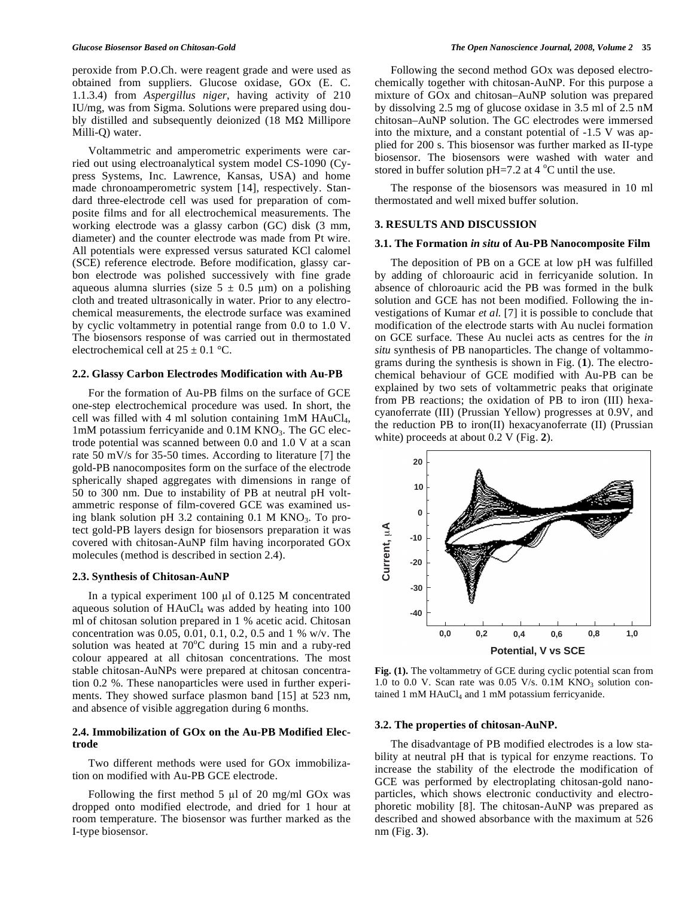peroxide from P.O.Ch. were reagent grade and were used as obtained from suppliers. Glucose oxidase, GOx (E. C. 1.1.3.4) from *Aspergillus niger*, having activity of 210 IU/mg, was from Sigma. Solutions were prepared using doubly distilled and subsequently deionized (18 MΩ Millipore Milli-Q) water.

Voltammetric and amperometric experiments were carried out using electroanalytical system model CS-1090 (Cypress Systems, Inc. Lawrence, Kansas, USA) and home made chronoamperometric system [14], respectively. Standard three-electrode cell was used for preparation of composite films and for all electrochemical measurements. The working electrode was a glassy carbon (GC) disk (3 mm, diameter) and the counter electrode was made from Pt wire. All potentials were expressed versus saturated KCl calomel (SCE) reference electrode. Before modification, glassy carbon electrode was polished successively with fine grade aqueous alumna slurries (size 5 ± 0.5 μm) on a polishing cloth and treated ultrasonically in water. Prior to any electrochemical measurements, the electrode surface was examined by cyclic voltammetry in potential range from 0.0 to 1.0 V. The biosensors response of was carried out in thermostated electrochemical cell at 25 ± 0.1 °C.

### 2.2. Glassy Carbon Electrodes Modification with Au-PB

For the formation of Au-PB films on the surface of GCE one-step electrochemical procedure was used. In short, the cell was filled with 4 ml solution containing 1mM $HAuCl_4$, 1mM potassium ferricyanide and 0.1M $KNO_3$. The GC electrode potential was scanned between 0.0 and 1.0 V at a scan rate 50 mV/s for 35-50 times. According to literature [7] the gold-PB nanocomposites form on the surface of the electrode spherically shaped aggregates with dimensions in range of 50 to 300 nm. Due to instability of PB at neutral pH voltammetric response of film-covered GCE was examined using blank solution pH 3.2 containing 0.1 M $KNO_3$. To protect gold-PB layers design for biosensors preparation it was covered with chitosan-AuNP film having incorporated GOx molecules (method is described in section 2.4).

### 2.3. Synthesis of Chitosan-AuNP

In a typical experiment 100 μl of 0.125 M concentrated aqueous solution of $HAuCl_4$ was added by heating into 100 ml of chitosan solution prepared in 1 % acetic acid. Chitosan concentration was 0.05, 0.01, 0.1, 0.2, 0.5 and 1 % w/v. The solution was heated at 70°C during 15 min and a ruby-red colour appeared at all chitosan concentrations. The most stable chitosan-AuNPs were prepared at chitosan concentration 0.2 %. These nanoparticles were used in further experiments. They showed surface plasmon band [15] at 523 nm, and absence of visible aggregation during 6 months.

### 2.4. Immobilization of GOx on the Au-PB Modified Electrode

Two different methods were used for GOx immobilization on modified with Au-PB GCE electrode.

Following the first method 5 μl of 20 mg/ml GOx was dropped onto modified electrode, and dried for 1 hour at room temperature. The biosensor was further marked as the I-type biosensor.

Following the second method GOx was deposed electrochemically together with chitosan-AuNP. For this purpose a mixture of GOx and chitosan–AuNP solution was prepared by dissolving 2.5 mg of glucose oxidase in 3.5 ml of 2.5 nM chitosan–AuNP solution. The GC electrodes were immersed into the mixture, and a constant potential of -1.5 V was applied for 200 s. This biosensor was further marked as II-type biosensor. The biosensors were washed with water and stored in buffer solution pH=7.2 at 4 °C until the use.

The response of the biosensors was measured in 10 ml thermostated and well mixed buffer solution.

## 3. RESULTS AND DISCUSSION

### 3.1. The Formation *in situ* of Au-PB Nanocomposite Film

The deposition of PB on a GCE at low pH was fulfilled by adding of chloroauric acid in ferricyanide solution. In absence of chloroauric acid the PB was formed in the bulk solution and GCE has not been modified. Following the investigations of Kumar *et al.* [7] it is possible to conclude that modification of the electrode starts with Au nuclei formation on GCE surface. These Au nuclei acts as centres for the *in situ* synthesis of PB nanoparticles. The change of voltammograms during the synthesis is shown in Fig. (**1**). The electrochemical behaviour of GCE modified with Au-PB can be explained by two sets of voltammetric peaks that originate from PB reactions; the oxidation of PB to iron (III) hexacyanoferrate (III) (Prussian Yellow) progresses at 0.9V, and the reduction PB to iron(II) hexacyanoferrate (II) (Prussian white) proceeds at about 0.2 V (Fig. **2**).

**Fig. (1).** The voltammetry of GCE during cyclic potential scan from 1.0 to 0.0 V. Scan rate was 0.05 V/s. 0.1M $KNO_3$ solution contained 1 mM $HAuCl_4$ and 1 mM potassium ferricyanide.

### 3.2. The properties of chitosan-AuNP.

The disadvantage of PB modified electrodes is a low stability at neutral pH that is typical for enzyme reactions. To increase the stability of the electrode the modification of GCE was performed by electroplating chitosan-gold nanoparticles, which shows electronic conductivity and electrophoretic mobility [8]. The chitosan-AuNP was prepared as described and showed absorbance with the maximum at 526 nm (Fig. **3**).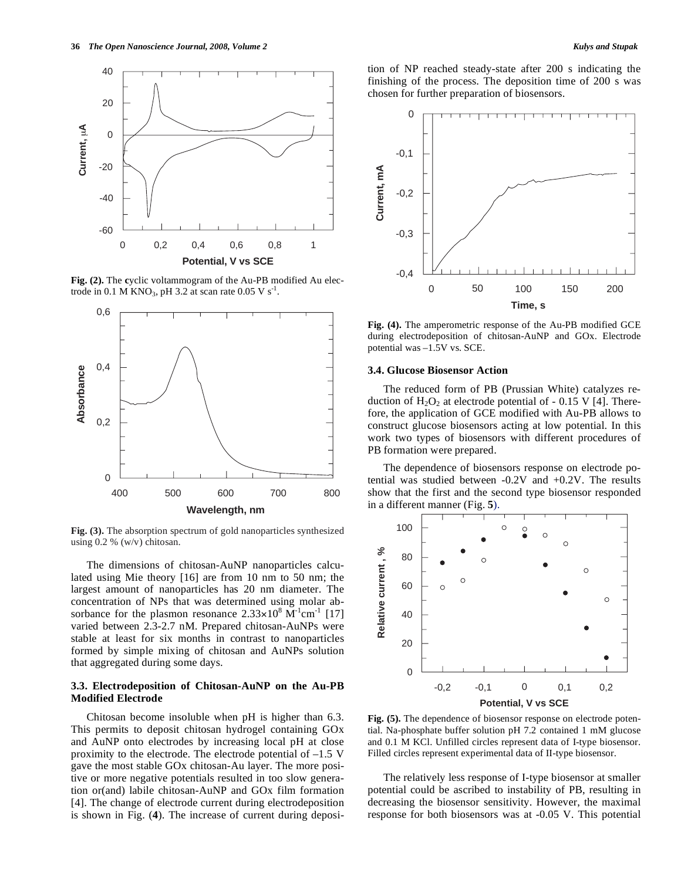Fig. (2). The cyclic voltammogram of the Au-PB modified Au electrode in 0.1 M $KNO_3$, pH 3.2 at scan rate 0.05 V $s^{-1}$.

Fig. (3). The absorption spectrum of gold nanoparticles synthesized using 0.2 % (w/v) chitosan.

The dimensions of chitosan-AuNP nanoparticles calculated using Mie theory [16] are from 10 nm to 50 nm; the largest amount of nanoparticles has 20 nm diameter. The concentration of NPs that was determined using molar absorbance for the plasmon resonance $2.33 \times 10^8$ $M^{-1}cm^{-1}$ [17] varied between 2.3-2.7 nM. Prepared chitosan-AuNPs were stable at least for six months in contrast to nanoparticles formed by simple mixing of chitosan and AuNPs solution that aggregated during some days.

### 3.3. Electrodeposition of Chitosan-AuNP on the Au-PB Modified Electrode

Chitosan become insoluble when pH is higher than 6.3. This permits to deposit chitosan hydrogel containing GOx and AuNP onto electrodes by increasing local pH at close proximity to the electrode. The electrode potential of –1.5 V gave the most stable GOx chitosan-Au layer. The more positive or more negative potentials resulted in too slow generation or(and) labile chitosan-AuNP and GOx film formation [4]. The change of electrode current during electrodeposition is shown in Fig. (**4**). The increase of current during deposition of NP reached steady-state after 200 s indicating the finishing of the process. The deposition time of 200 s was chosen for further preparation of biosensors.

Fig. (4). The amperometric response of the Au-PB modified GCE during electrodeposition of chitosan-AuNP and GOx. Electrode potential was –1.5V vs. SCE.

### 3.4. Glucose Biosensor Action

The reduced form of PB (Prussian White) catalyzes reduction of $H_2O_2$ at electrode potential of - 0.15 V [4]. Therefore, the application of GCE modified with Au-PB allows to construct glucose biosensors acting at low potential. In this work two types of biosensors with different procedures of PB formation were prepared.

The dependence of biosensors response on electrode potential was studied between -0.2V and +0.2V. The results show that the first and the second type biosensor responded in a different manner (Fig. **5**).

Fig. (5). The dependence of biosensor response on electrode potential. Na-phosphate buffer solution pH 7.2 contained 1 mM glucose and 0.1 M KCl. Unfilled circles represent data of I-type biosensor. Filled circles represent experimental data of II-type biosensor.

The relatively less response of I-type biosensor at smaller potential could be ascribed to instability of PB, resulting in decreasing the biosensor sensitivity. However, the maximal response for both biosensors was at -0.05 V. This potential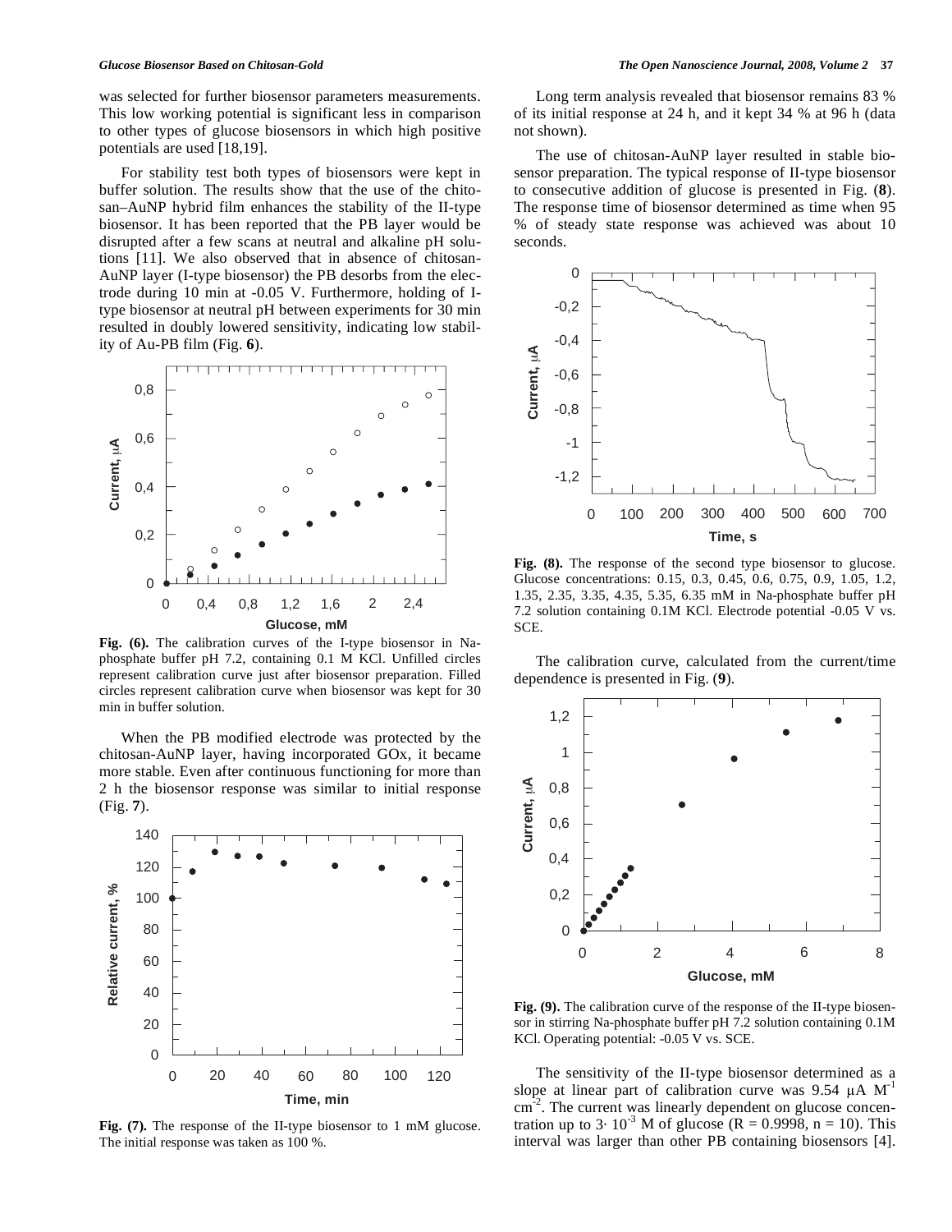was selected for further biosensor parameters measurements. This low working potential is significant less in comparison to other types of glucose biosensors in which high positive potentials are used [18,19].

For stability test both types of biosensors were kept in buffer solution. The results show that the use of the chitosan–AuNP hybrid film enhances the stability of the II-type biosensor. It has been reported that the PB layer would be disrupted after a few scans at neutral and alkaline pH solutions [11]. We also observed that in absence of chitosan-AuNP layer (I-type biosensor) the PB desorbs from the electrode during 10 min at -0.05 V. Furthermore, holding of I-type biosensor at neutral pH between experiments for 30 min resulted in doubly lowered sensitivity, indicating low stability of Au-PB film (Fig. **6**).

**Fig. (6).** The calibration curves of the I-type biosensor in Na-phosphate buffer pH 7.2, containing 0.1 M KCl. Unfilled circles represent calibration curve just after biosensor preparation. Filled circles represent calibration curve when biosensor was kept for 30 min in buffer solution.

When the PB modified electrode was protected by the chitosan-AuNP layer, having incorporated GOx, it became more stable. Even after continuous functioning for more than 2 h the biosensor response was similar to initial response (Fig. **7**).

**Fig. (7).** The response of the II-type biosensor to 1 mM glucose. The initial response was taken as 100 %.

Long term analysis revealed that biosensor remains 83 % of its initial response at 24 h, and it kept 34 % at 96 h (data not shown).

The use of chitosan-AuNP layer resulted in stable biosensor preparation. The typical response of II-type biosensor to consecutive addition of glucose is presented in Fig. (**8**). The response time of biosensor determined as time when 95 % of steady state response was achieved was about 10 seconds.

**Fig. (8).** The response of the second type biosensor to glucose. Glucose concentrations: 0.15, 0.3, 0.45, 0.6, 0.75, 0.9, 1.05, 1.2, 1.35, 2.35, 3.35, 4.35, 5.35, 6.35 mM in Na-phosphate buffer pH 7.2 solution containing 0.1M KCl. Electrode potential -0.05 V vs. SCE.

The calibration curve, calculated from the current/time dependence is presented in Fig. (**9**).

**Fig. (9).** The calibration curve of the response of the II-type biosensor in stirring Na-phosphate buffer pH 7.2 solution containing 0.1M KCl. Operating potential: -0.05 V vs. SCE.

The sensitivity of the II-type biosensor determined as a slope at linear part of calibration curve was 9.54 $\mu A\ M^{-1}\ cm^{-2}$. The current was linearly dependent on glucose concentration up to $3 \cdot 10^{-3}$ M of glucose ($R = 0.9998$, $n = 10$). This interval was larger than other PB containing biosensors [4].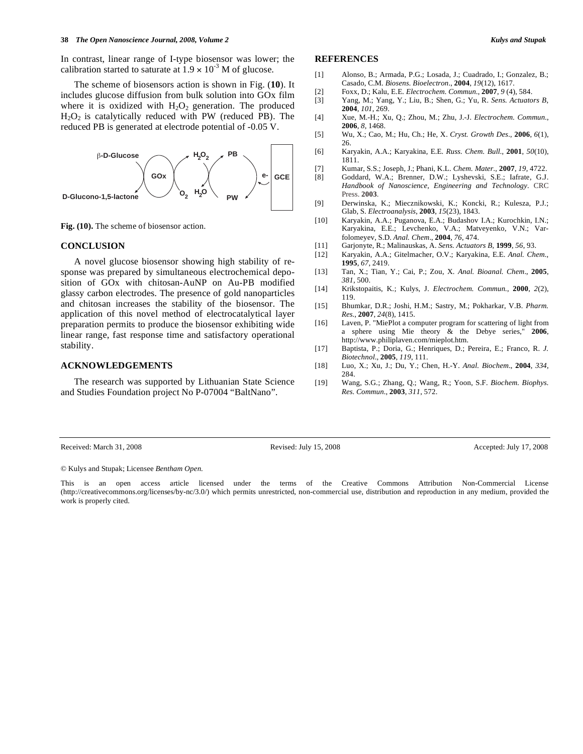In contrast, linear range of I-type biosensor was lower; the calibration started to saturate at $1.9 \times 10^{-3}$ M of glucose.

The scheme of biosensors action is shown in Fig. (**10**). It includes glucose diffusion from bulk solution into GOx film where it is oxidized with $H_2O_2$ generation. The produced $H_2O_2$ is catalytically reduced with PW (reduced PB). The reduced PB is generated at electrode potential of -0.05 V.

β-D-Glucose
D-Glucono-1,5-lactone
GOx
$H_2O_2$
$O_2$
$H_2O$
PB
PW
e-
GCE

**Fig. (10).** The scheme of biosensor action.

## CONCLUSION

A novel glucose biosensor showing high stability of response was prepared by simultaneous electrochemical deposition of GOx with chitosan-AuNP on Au-PB modified glassy carbon electrodes. The presence of gold nanoparticles and chitosan increases the stability of the biosensor. The application of this novel method of electrocatalytical layer preparation permits to produce the biosensor exhibiting wide linear range, fast response time and satisfactory operational stability.

## ACKNOWLEDGEMENTS

The research was supported by Lithuanian State Science and Studies Foundation project No P-07004 "BaltNano".

## REFERENCES

[1] Alonso, B.; Armada, P.G.; Losada, J.; Cuadrado, I.; Gonzalez, B.; Casado, C.M. *Biosens. Bioelectron*., **2004**, *19*(12), 1617.

[2] Foxx, D.; Kalu, E.E. *Electrochem. Commun.*, **2007**, *9* (4), 584.

[3] Yang, M.; Yang, Y.; Liu, B.; Shen, G.; Yu, R. *Sens. Actuators B*, **2004**, *101*, 269.

[4] Xue, M.-H.; Xu, Q.; Zhou, M.; Zhu, J.-J. *Electrochem. Commun.*, **2006**, *8*, 1468.

[5] Wu, X.; Cao, M.; Hu, Ch.; He, X. *Cryst. Growth Des*., **2006**, *6*(1), 26.

[6] Karyakin, A.A.; Karyakina, E.E. *Russ. Chem. Bull.*, **2001**, *50*(10), 1811.

[7] Kumar, S.S.; Joseph, J.; Phani, K.L. *Chem. Mater.*, **2007**, *19*, 4722.

[8] Goddard, W.A.; Brenner, D.W.; Lyshevski, S.E.; Iafrate, G.J. *Handbook of Nanoscience, Engineering and Technology*. CRC Press. **2003**.

[9] Derwinska, K.; Miecznikowski, K.; Koncki, R.; Kulesza, P.J.; Glab, S. *Electroanalysis*, **2003**, *15*(23), 1843.

[10] Karyakin, A.A.; Puganova, E.A.; Budashov I.A.; Kurochkin, I.N.; Karyakina, E.E.; Levchenko, V.A.; Matveyenko, V.N.; Varfolomeyev, S.D. *Anal. Chem*., **2004**, *76*, 474.

[11] Garjonyte, R.; Malinauskas, A. *Sens. Actuators B*, **1999**, *56*, 93.

[12] Karyakin, A.A.; Gitelmacher, O.V.; Karyakina, E.E. *Anal. Chem.*, **1995**, *67*, 2419.

[13] Tan, X.; Tian, Y.; Cai, P.; Zou, X. *Anal. Bioanal. Chem*., **2005**, *381*, 500.

[14] Krikstopaitis, K.; Kulys, J. *Electrochem. Commun.*, **2000**, *2*(2), 119.

[15] Bhumkar, D.R.; Joshi, H.M.; Sastry, M.; Pokharkar, V.B. *Pharm. Res.*, **2007**, *24*(8), 1415.

[16] Laven, P. "MiePlot a computer program for scattering of light from a sphere using Mie theory & the Debye series," **2006**, http://www.philiplaven.com/mieplot.htm.

[17] Baptista, P.; Doria, G.; Henriques, D.; Pereira, E.; Franco, R. *J. Biotechnol*., **2005**, *119*, 111.

[18] Luo, X.; Xu, J.; Du, Y.; Chen, H.-Y. *Anal. Biochem*., **2004**, *334*, 284.

[19] Wang, S.G.; Zhang, Q.; Wang, R.; Yoon, S.F. *Biochem. Biophys. Res. Commun*., **2003**, *311*, 572.

Received: March 31, 2008 Revised: July 15, 2008 Accepted: July 17, 2008

© Kulys and Stupak; Licensee *Bentham Open.*

This is an open access article licensed under the terms of the Creative Commons Attribution Non-Commercial License (http://creativecommons.org/licenses/by-nc/3.0/) which permits unrestricted, non-commercial use, distribution and reproduction in any medium, provided the work is properly cited.